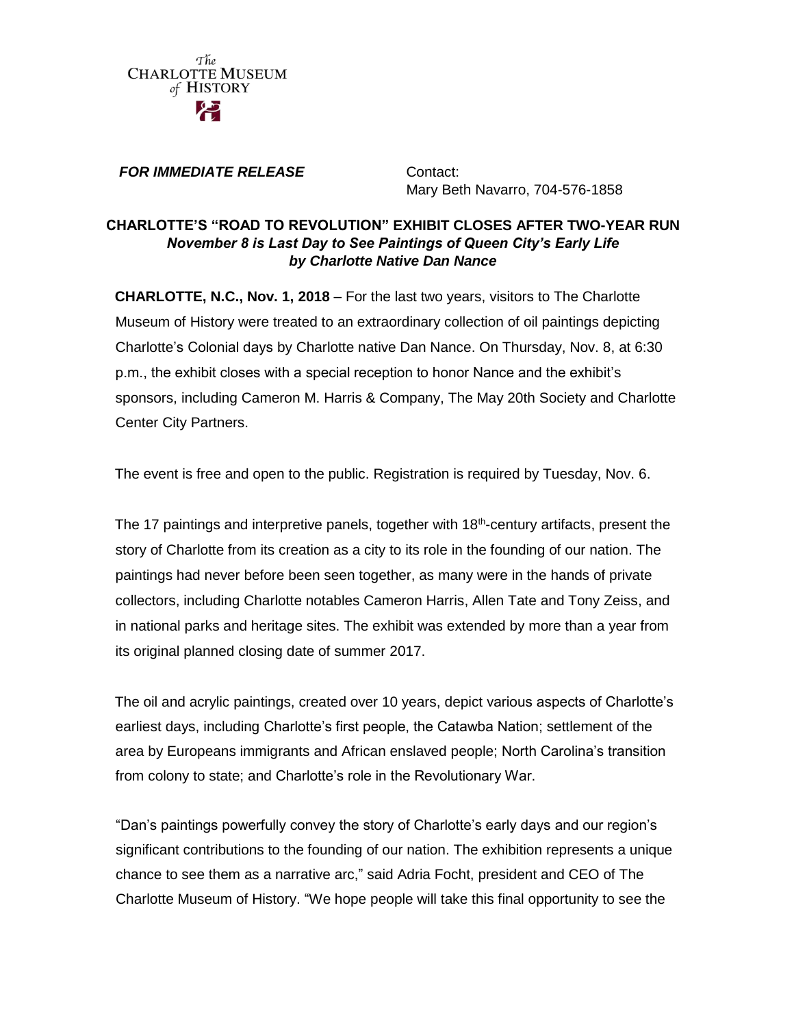The Charlotte Museum of History

***FOR IMMEDIATE RELEASE***

Contact:
Mary Beth Navarro, 704-576-1858

# CHARLOTTE'S "ROAD TO REVOLUTION" EXHIBIT CLOSES AFTER TWO-YEAR RUN

***November 8 is Last Day to See Paintings of Queen City's Early Life by Charlotte Native Dan Nance***

**CHARLOTTE, N.C., Nov. 1, 2018** – For the last two years, visitors to The Charlotte Museum of History were treated to an extraordinary collection of oil paintings depicting Charlotte's Colonial days by Charlotte native Dan Nance. On Thursday, Nov. 8, at 6:30 p.m., the exhibit closes with a special reception to honor Nance and the exhibit's sponsors, including Cameron M. Harris & Company, The May 20th Society and Charlotte Center City Partners.

The event is free and open to the public. Registration is required by Tuesday, Nov. 6.

The 17 paintings and interpretive panels, together with 18th-century artifacts, present the story of Charlotte from its creation as a city to its role in the founding of our nation. The paintings had never before been seen together, as many were in the hands of private collectors, including Charlotte notables Cameron Harris, Allen Tate and Tony Zeiss, and in national parks and heritage sites. The exhibit was extended by more than a year from its original planned closing date of summer 2017.

The oil and acrylic paintings, created over 10 years, depict various aspects of Charlotte's earliest days, including Charlotte's first people, the Catawba Nation; settlement of the area by Europeans immigrants and African enslaved people; North Carolina's transition from colony to state; and Charlotte's role in the Revolutionary War.

"Dan's paintings powerfully convey the story of Charlotte's early days and our region's significant contributions to the founding of our nation. The exhibition represents a unique chance to see them as a narrative arc," said Adria Focht, president and CEO of The Charlotte Museum of History. "We hope people will take this final opportunity to see the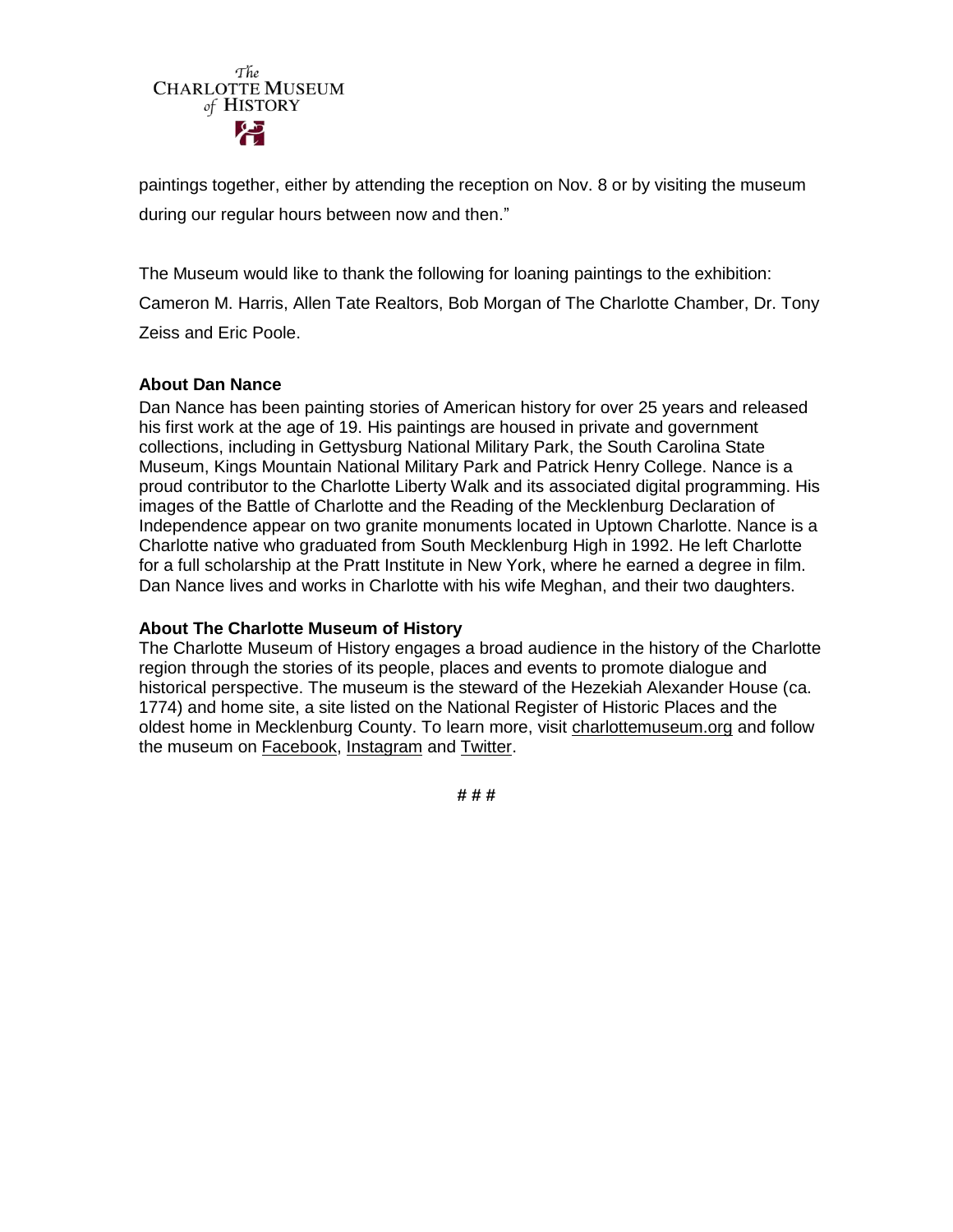paintings together, either by attending the reception on Nov. 8 or by visiting the museum during our regular hours between now and then."

The Museum would like to thank the following for loaning paintings to the exhibition: Cameron M. Harris, Allen Tate Realtors, Bob Morgan of The Charlotte Chamber, Dr. Tony Zeiss and Eric Poole.

**About Dan Nance**

Dan Nance has been painting stories of American history for over 25 years and released his first work at the age of 19. His paintings are housed in private and government collections, including in Gettysburg National Military Park, the South Carolina State Museum, Kings Mountain National Military Park and Patrick Henry College. Nance is a proud contributor to the Charlotte Liberty Walk and its associated digital programming. His images of the Battle of Charlotte and the Reading of the Mecklenburg Declaration of Independence appear on two granite monuments located in Uptown Charlotte. Nance is a Charlotte native who graduated from South Mecklenburg High in 1992. He left Charlotte for a full scholarship at the Pratt Institute in New York, where he earned a degree in film. Dan Nance lives and works in Charlotte with his wife Meghan, and their two daughters.

**About The Charlotte Museum of History**

The Charlotte Museum of History engages a broad audience in the history of the Charlotte region through the stories of its people, places and events to promote dialogue and historical perspective. The museum is the steward of the Hezekiah Alexander House (ca. 1774) and home site, a site listed on the National Register of Historic Places and the oldest home in Mecklenburg County. To learn more, visit charlottemuseum.org and follow the museum on Facebook, Instagram and Twitter.

# # #